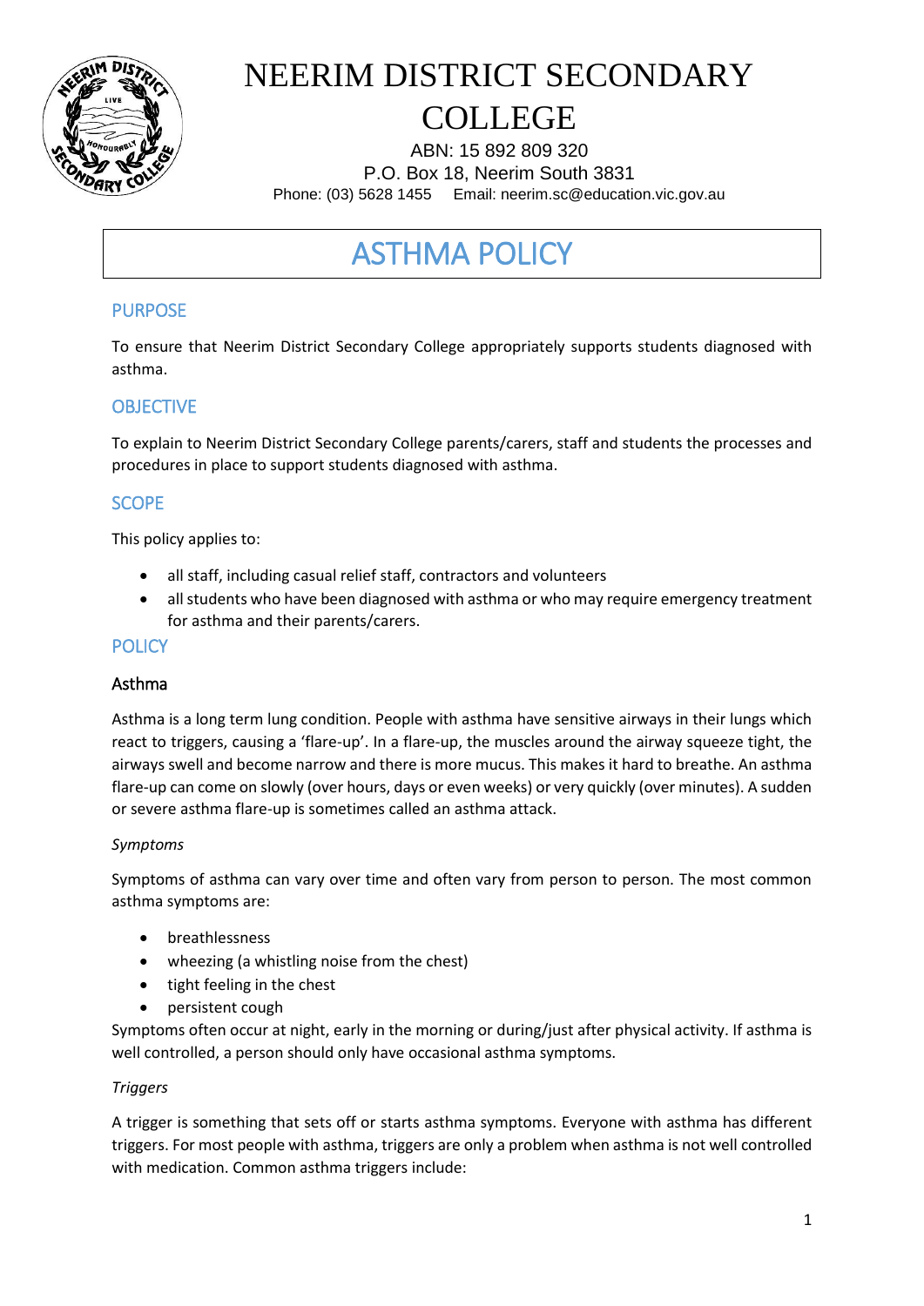# NEERIM DISTRICT SECONDARY COLLEGE

ABN: 15 892 809 320
P.O. Box 18, Neerim South 3831
Phone: (03) 5628 1455 Email: neerim.sc@education.vic.gov.au

# ASTHMA POLICY

## PURPOSE

To ensure that Neerim District Secondary College appropriately supports students diagnosed with asthma.

## OBJECTIVE

To explain to Neerim District Secondary College parents/carers, staff and students the processes and procedures in place to support students diagnosed with asthma.

## SCOPE

This policy applies to:

- all staff, including casual relief staff, contractors and volunteers
- all students who have been diagnosed with asthma or who may require emergency treatment for asthma and their parents/carers.

## POLICY

### Asthma

Asthma is a long term lung condition. People with asthma have sensitive airways in their lungs which react to triggers, causing a 'flare-up'. In a flare-up, the muscles around the airway squeeze tight, the airways swell and become narrow and there is more mucus. This makes it hard to breathe. An asthma flare-up can come on slowly (over hours, days or even weeks) or very quickly (over minutes). A sudden or severe asthma flare-up is sometimes called an asthma attack.

*Symptoms*

Symptoms of asthma can vary over time and often vary from person to person. The most common asthma symptoms are:

- breathlessness
- wheezing (a whistling noise from the chest)
- tight feeling in the chest
- persistent cough

Symptoms often occur at night, early in the morning or during/just after physical activity. If asthma is well controlled, a person should only have occasional asthma symptoms.

*Triggers*

A trigger is something that sets off or starts asthma symptoms. Everyone with asthma has different triggers. For most people with asthma, triggers are only a problem when asthma is not well controlled with medication. Common asthma triggers include: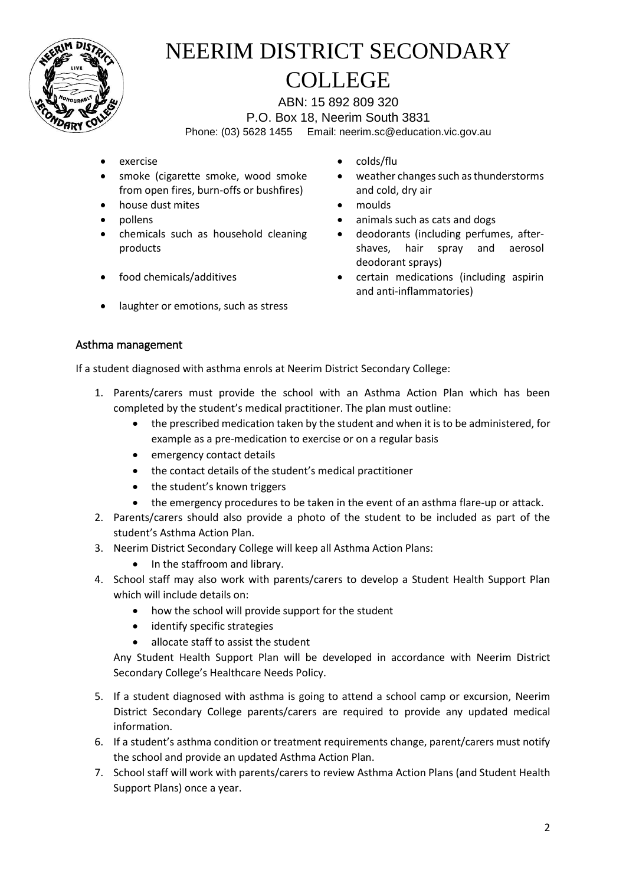- exercise
- smoke (cigarette smoke, wood smoke from open fires, burn-offs or bushfires)
- house dust mites
- pollens
- chemicals such as household cleaning products
- food chemicals/additives
- laughter or emotions, such as stress
- colds/flu
- weather changes such as thunderstorms and cold, dry air
- moulds
- animals such as cats and dogs
- deodorants (including perfumes, after-shaves, hair spray and aerosol deodorant sprays)
- certain medications (including aspirin and anti-inflammatories)

## Asthma management

If a student diagnosed with asthma enrols at Neerim District Secondary College:

1. Parents/carers must provide the school with an Asthma Action Plan which has been completed by the student's medical practitioner. The plan must outline:
    - the prescribed medication taken by the student and when it is to be administered, for example as a pre-medication to exercise or on a regular basis
    - emergency contact details
    - the contact details of the student's medical practitioner
    - the student's known triggers
    - the emergency procedures to be taken in the event of an asthma flare-up or attack.
2. Parents/carers should also provide a photo of the student to be included as part of the student's Asthma Action Plan.
3. Neerim District Secondary College will keep all Asthma Action Plans:
    - In the staffroom and library.
4. School staff may also work with parents/carers to develop a Student Health Support Plan which will include details on:
    - how the school will provide support for the student
    - identify specific strategies
    - allocate staff to assist the student

   Any Student Health Support Plan will be developed in accordance with Neerim District Secondary College's Healthcare Needs Policy.
5. If a student diagnosed with asthma is going to attend a school camp or excursion, Neerim District Secondary College parents/carers are required to provide any updated medical information.
6. If a student's asthma condition or treatment requirements change, parent/carers must notify the school and provide an updated Asthma Action Plan.
7. School staff will work with parents/carers to review Asthma Action Plans (and Student Health Support Plans) once a year.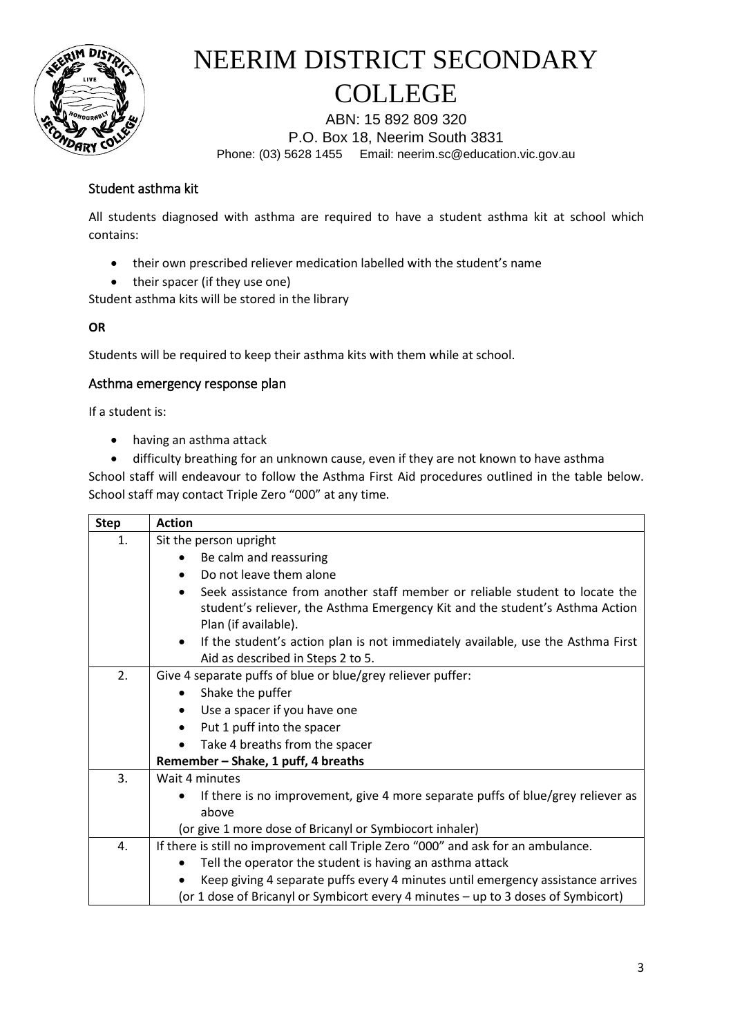# NEERIM DISTRICT SECONDARY COLLEGE

ABN: 15 892 809 320
P.O. Box 18, Neerim South 3831
Phone: (03) 5628 1455 Email: neerim.sc@education.vic.gov.au

## Student asthma kit

All students diagnosed with asthma are required to have a student asthma kit at school which contains:

- their own prescribed reliever medication labelled with the student's name
- their spacer (if they use one)

Student asthma kits will be stored in the library

**OR**

Students will be required to keep their asthma kits with them while at school.

## Asthma emergency response plan

If a student is:

- having an asthma attack
- difficulty breathing for an unknown cause, even if they are not known to have asthma

School staff will endeavour to follow the Asthma First Aid procedures outlined in the table below. School staff may contact Triple Zero "000" at any time.

| Step | Action |
| --- | --- |
| 1. | Sit the person upright<br>• Be calm and reassuring<br>• Do not leave them alone<br>• Seek assistance from another staff member or reliable student to locate the student's reliever, the Asthma Emergency Kit and the student's Asthma Action Plan (if available).<br>• If the student's action plan is not immediately available, use the Asthma First Aid as described in Steps 2 to 5. |
| 2. | Give 4 separate puffs of blue or blue/grey reliever puffer:<br>• Shake the puffer<br>• Use a spacer if you have one<br>• Put 1 puff into the spacer<br>• Take 4 breaths from the spacer<br>**Remember – Shake, 1 puff, 4 breaths** |
| 3. | Wait 4 minutes<br>• If there is no improvement, give 4 more separate puffs of blue/grey reliever as above<br>(or give 1 more dose of Bricanyl or Symbiocort inhaler) |
| 4. | If there is still no improvement call Triple Zero "000" and ask for an ambulance.<br>• Tell the operator the student is having an asthma attack<br>• Keep giving 4 separate puffs every 4 minutes until emergency assistance arrives<br>(or 1 dose of Bricanyl or Symbicort every 4 minutes – up to 3 doses of Symbicort) |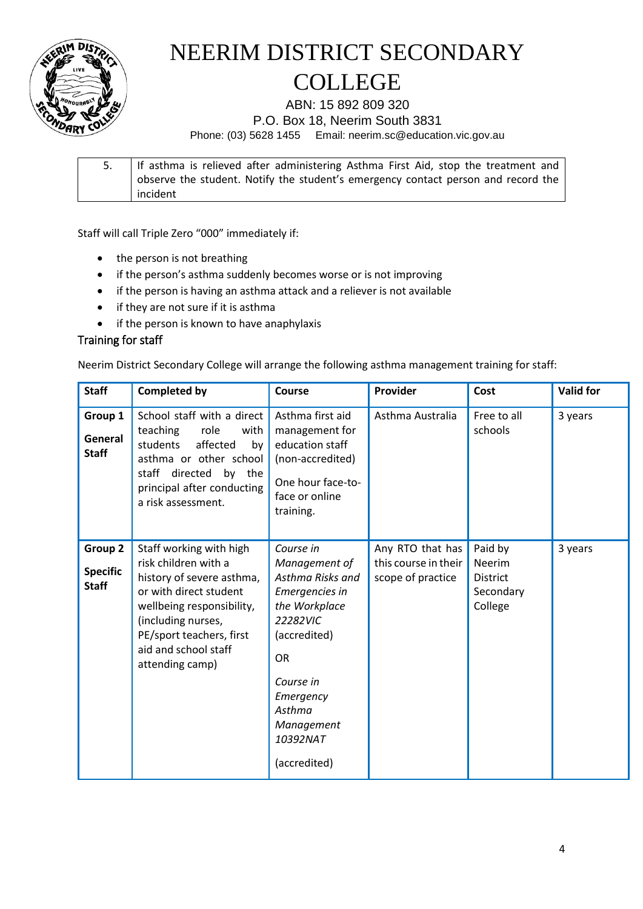| 5. | If asthma is relieved after administering Asthma First Aid, stop the treatment and observe the student. Notify the student's emergency contact person and record the incident |
|---|---|

Staff will call Triple Zero "000" immediately if:

- the person is not breathing
- if the person's asthma suddenly becomes worse or is not improving
- if the person is having an asthma attack and a reliever is not available
- if they are not sure if it is asthma
- if the person is known to have anaphylaxis

## Training for staff

Neerim District Secondary College will arrange the following asthma management training for staff:

| Staff | Completed by | Course | Provider | Cost | Valid for |
|---|---|---|---|---|---|
| **Group 1** **General Staff** | School staff with a direct teaching role with students affected by asthma or other school staff directed by the principal after conducting a risk assessment. | Asthma first aid management for education staff (non-accredited) One hour face-to-face or online training. | Asthma Australia | Free to all schools | 3 years |
| **Group 2** **Specific Staff** | Staff working with high risk children with a history of severe asthma, or with direct student wellbeing responsibility, (including nurses, PE/sport teachers, first aid and school staff attending camp) | *Course in Management of Asthma Risks and Emergencies in the Workplace 22282VIC* (accredited) OR *Course in Emergency Asthma Management 10392NAT* (accredited) | Any RTO that has this course in their scope of practice | Paid by Neerim District Secondary College | 3 years |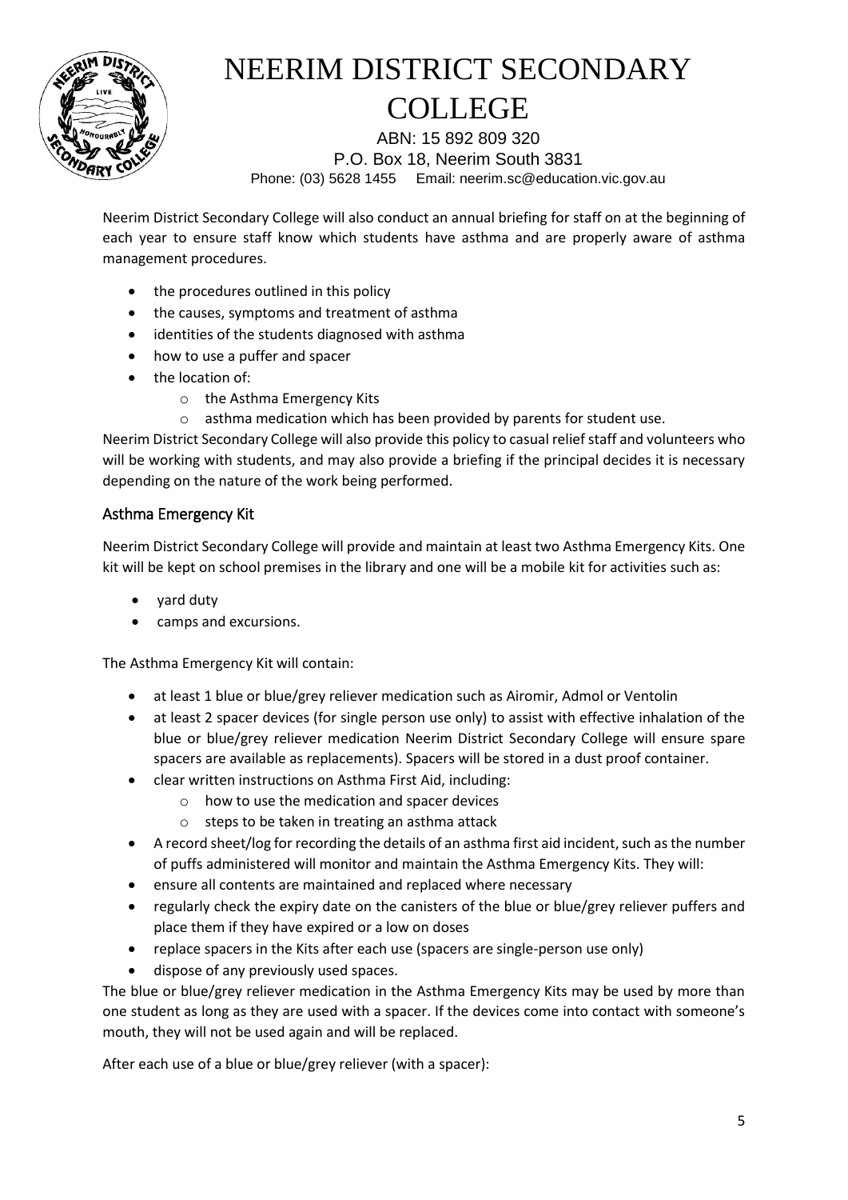Neerim District Secondary College will also conduct an annual briefing for staff on at the beginning of each year to ensure staff know which students have asthma and are properly aware of asthma management procedures.

- the procedures outlined in this policy
- the causes, symptoms and treatment of asthma
- identities of the students diagnosed with asthma
- how to use a puffer and spacer
- the location of:
  - the Asthma Emergency Kits
  - asthma medication which has been provided by parents for student use.

Neerim District Secondary College will also provide this policy to casual relief staff and volunteers who will be working with students, and may also provide a briefing if the principal decides it is necessary depending on the nature of the work being performed.

## Asthma Emergency Kit

Neerim District Secondary College will provide and maintain at least two Asthma Emergency Kits. One kit will be kept on school premises in the library and one will be a mobile kit for activities such as:

- yard duty
- camps and excursions.

The Asthma Emergency Kit will contain:

- at least 1 blue or blue/grey reliever medication such as Airomir, Admol or Ventolin
- at least 2 spacer devices (for single person use only) to assist with effective inhalation of the blue or blue/grey reliever medication Neerim District Secondary College will ensure spare spacers are available as replacements). Spacers will be stored in a dust proof container.
- clear written instructions on Asthma First Aid, including:
  - how to use the medication and spacer devices
  - steps to be taken in treating an asthma attack
- A record sheet/log for recording the details of an asthma first aid incident, such as the number of puffs administered will monitor and maintain the Asthma Emergency Kits. They will:
- ensure all contents are maintained and replaced where necessary
- regularly check the expiry date on the canisters of the blue or blue/grey reliever puffers and place them if they have expired or a low on doses
- replace spacers in the Kits after each use (spacers are single-person use only)
- dispose of any previously used spaces.

The blue or blue/grey reliever medication in the Asthma Emergency Kits may be used by more than one student as long as they are used with a spacer. If the devices come into contact with someone's mouth, they will not be used again and will be replaced.

After each use of a blue or blue/grey reliever (with a spacer):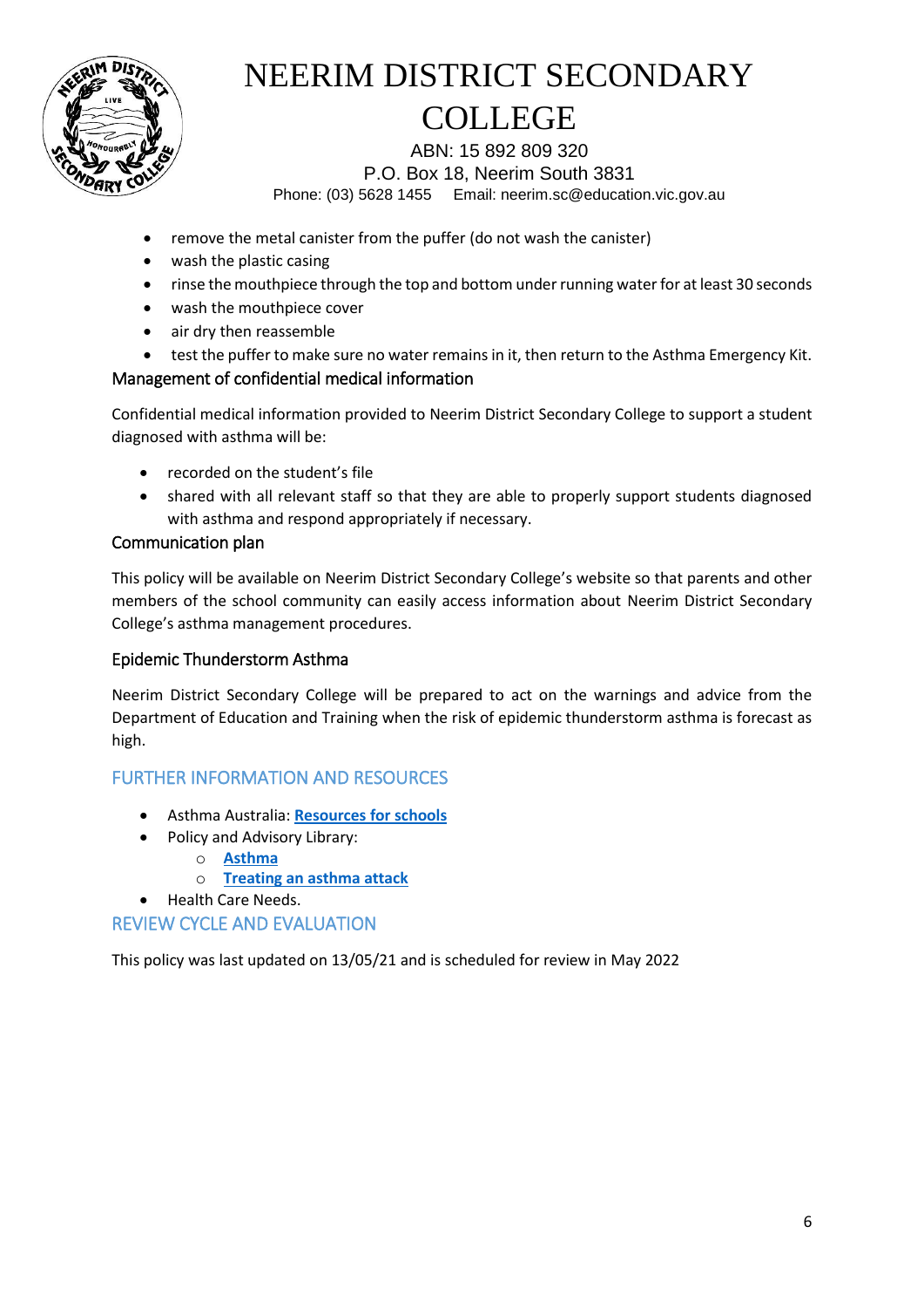- remove the metal canister from the puffer (do not wash the canister)
- wash the plastic casing
- rinse the mouthpiece through the top and bottom under running water for at least 30 seconds
- wash the mouthpiece cover
- air dry then reassemble
- test the puffer to make sure no water remains in it, then return to the Asthma Emergency Kit.

### Management of confidential medical information

Confidential medical information provided to Neerim District Secondary College to support a student diagnosed with asthma will be:

- recorded on the student's file
- shared with all relevant staff so that they are able to properly support students diagnosed with asthma and respond appropriately if necessary.

### Communication plan

This policy will be available on Neerim District Secondary College's website so that parents and other members of the school community can easily access information about Neerim District Secondary College's asthma management procedures.

### Epidemic Thunderstorm Asthma

Neerim District Secondary College will be prepared to act on the warnings and advice from the Department of Education and Training when the risk of epidemic thunderstorm asthma is forecast as high.

## FURTHER INFORMATION AND RESOURCES

- Asthma Australia: **Resources for schools**
- Policy and Advisory Library:
  - **Asthma**
  - **Treating an asthma attack**
- Health Care Needs.

## REVIEW CYCLE AND EVALUATION

This policy was last updated on 13/05/21 and is scheduled for review in May 2022